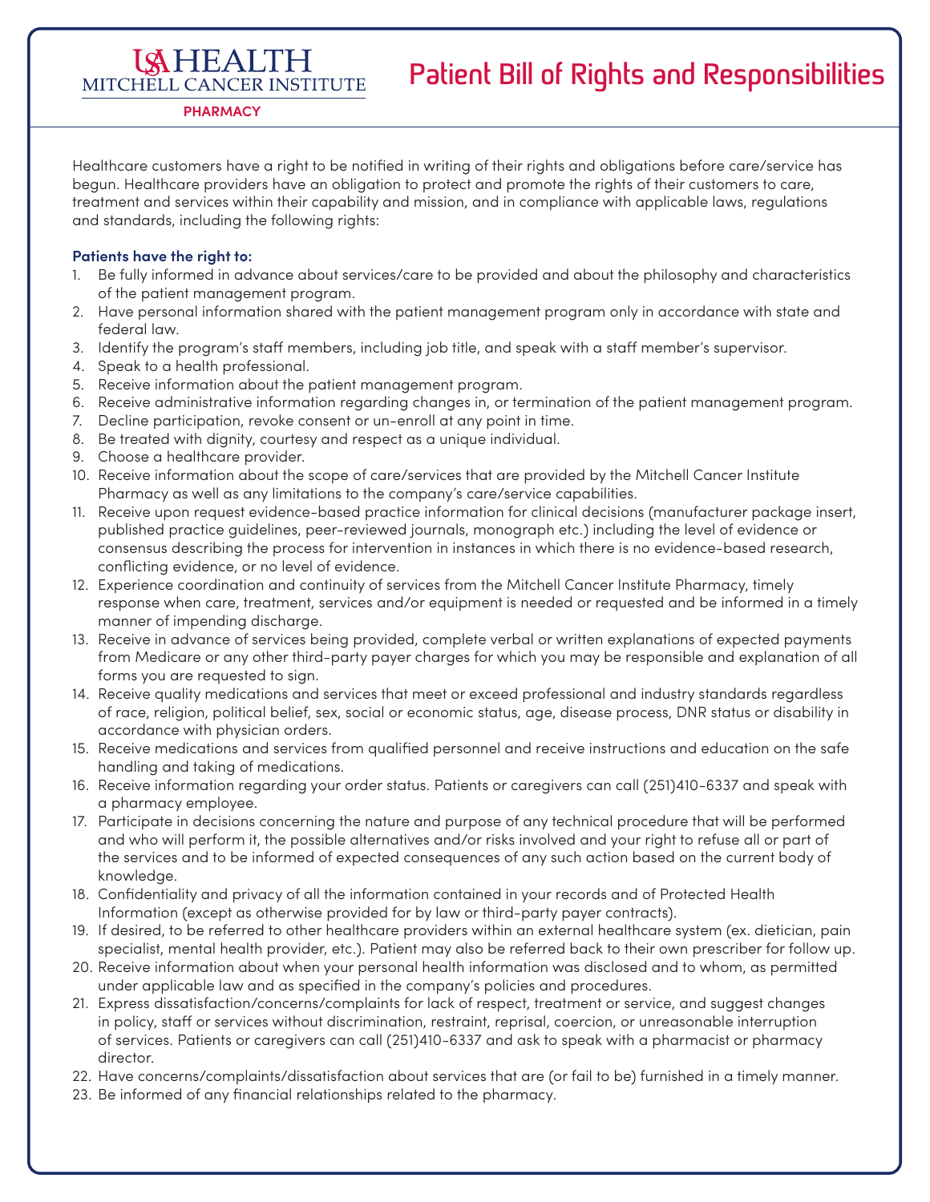USA HEALTH
MITCHELL CANCER INSTITUTE
**PHARMACY**

# Patient Bill of Rights and Responsibilities

Healthcare customers have a right to be notified in writing of their rights and obligations before care/service has begun. Healthcare providers have an obligation to protect and promote the rights of their customers to care, treatment and services within their capability and mission, and in compliance with applicable laws, regulations and standards, including the following rights:

**Patients have the right to:**

1. Be fully informed in advance about services/care to be provided and about the philosophy and characteristics of the patient management program.
2. Have personal information shared with the patient management program only in accordance with state and federal law.
3. Identify the program's staff members, including job title, and speak with a staff member's supervisor.
4. Speak to a health professional.
5. Receive information about the patient management program.
6. Receive administrative information regarding changes in, or termination of the patient management program.
7. Decline participation, revoke consent or un-enroll at any point in time.
8. Be treated with dignity, courtesy and respect as a unique individual.
9. Choose a healthcare provider.
10. Receive information about the scope of care/services that are provided by the Mitchell Cancer Institute Pharmacy as well as any limitations to the company's care/service capabilities.
11. Receive upon request evidence-based practice information for clinical decisions (manufacturer package insert, published practice guidelines, peer-reviewed journals, monograph etc.) including the level of evidence or consensus describing the process for intervention in instances in which there is no evidence-based research, conflicting evidence, or no level of evidence.
12. Experience coordination and continuity of services from the Mitchell Cancer Institute Pharmacy, timely response when care, treatment, services and/or equipment is needed or requested and be informed in a timely manner of impending discharge.
13. Receive in advance of services being provided, complete verbal or written explanations of expected payments from Medicare or any other third-party payer charges for which you may be responsible and explanation of all forms you are requested to sign.
14. Receive quality medications and services that meet or exceed professional and industry standards regardless of race, religion, political belief, sex, social or economic status, age, disease process, DNR status or disability in accordance with physician orders.
15. Receive medications and services from qualified personnel and receive instructions and education on the safe handling and taking of medications.
16. Receive information regarding your order status. Patients or caregivers can call (251)410-6337 and speak with a pharmacy employee.
17. Participate in decisions concerning the nature and purpose of any technical procedure that will be performed and who will perform it, the possible alternatives and/or risks involved and your right to refuse all or part of the services and to be informed of expected consequences of any such action based on the current body of knowledge.
18. Confidentiality and privacy of all the information contained in your records and of Protected Health Information (except as otherwise provided for by law or third-party payer contracts).
19. If desired, to be referred to other healthcare providers within an external healthcare system (ex. dietician, pain specialist, mental health provider, etc.). Patient may also be referred back to their own prescriber for follow up.
20. Receive information about when your personal health information was disclosed and to whom, as permitted under applicable law and as specified in the company's policies and procedures.
21. Express dissatisfaction/concerns/complaints for lack of respect, treatment or service, and suggest changes in policy, staff or services without discrimination, restraint, reprisal, coercion, or unreasonable interruption of services. Patients or caregivers can call (251)410-6337 and ask to speak with a pharmacist or pharmacy director.
22. Have concerns/complaints/dissatisfaction about services that are (or fail to be) furnished in a timely manner.
23. Be informed of any financial relationships related to the pharmacy.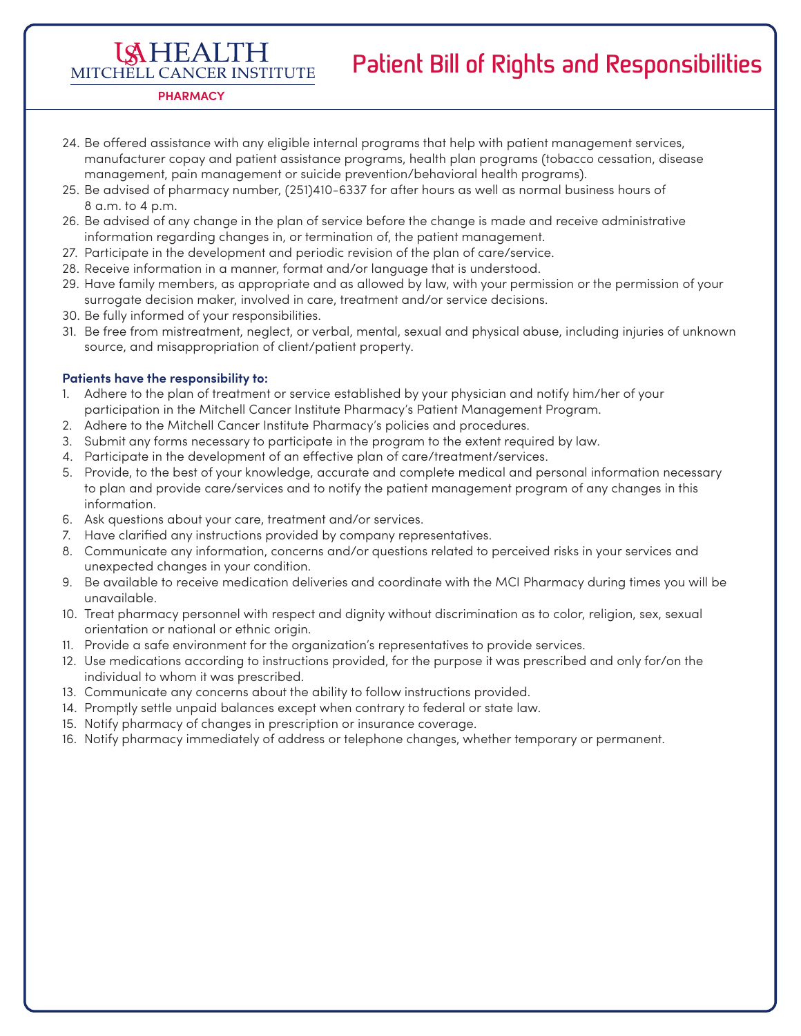USA HEALTH
MITCHELL CANCER INSTITUTE
PHARMACY

# Patient Bill of Rights and Responsibilities

24. Be offered assistance with any eligible internal programs that help with patient management services, manufacturer copay and patient assistance programs, health plan programs (tobacco cessation, disease management, pain management or suicide prevention/behavioral health programs).
25. Be advised of pharmacy number, (251)410-6337 for after hours as well as normal business hours of 8 a.m. to 4 p.m.
26. Be advised of any change in the plan of service before the change is made and receive administrative information regarding changes in, or termination of, the patient management.
27. Participate in the development and periodic revision of the plan of care/service.
28. Receive information in a manner, format and/or language that is understood.
29. Have family members, as appropriate and as allowed by law, with your permission or the permission of your surrogate decision maker, involved in care, treatment and/or service decisions.
30. Be fully informed of your responsibilities.
31. Be free from mistreatment, neglect, or verbal, mental, sexual and physical abuse, including injuries of unknown source, and misappropriation of client/patient property.

**Patients have the responsibility to:**

1. Adhere to the plan of treatment or service established by your physician and notify him/her of your participation in the Mitchell Cancer Institute Pharmacy's Patient Management Program.
2. Adhere to the Mitchell Cancer Institute Pharmacy's policies and procedures.
3. Submit any forms necessary to participate in the program to the extent required by law.
4. Participate in the development of an effective plan of care/treatment/services.
5. Provide, to the best of your knowledge, accurate and complete medical and personal information necessary to plan and provide care/services and to notify the patient management program of any changes in this information.
6. Ask questions about your care, treatment and/or services.
7. Have clarified any instructions provided by company representatives.
8. Communicate any information, concerns and/or questions related to perceived risks in your services and unexpected changes in your condition.
9. Be available to receive medication deliveries and coordinate with the MCI Pharmacy during times you will be unavailable.
10. Treat pharmacy personnel with respect and dignity without discrimination as to color, religion, sex, sexual orientation or national or ethnic origin.
11. Provide a safe environment for the organization's representatives to provide services.
12. Use medications according to instructions provided, for the purpose it was prescribed and only for/on the individual to whom it was prescribed.
13. Communicate any concerns about the ability to follow instructions provided.
14. Promptly settle unpaid balances except when contrary to federal or state law.
15. Notify pharmacy of changes in prescription or insurance coverage.
16. Notify pharmacy immediately of address or telephone changes, whether temporary or permanent.